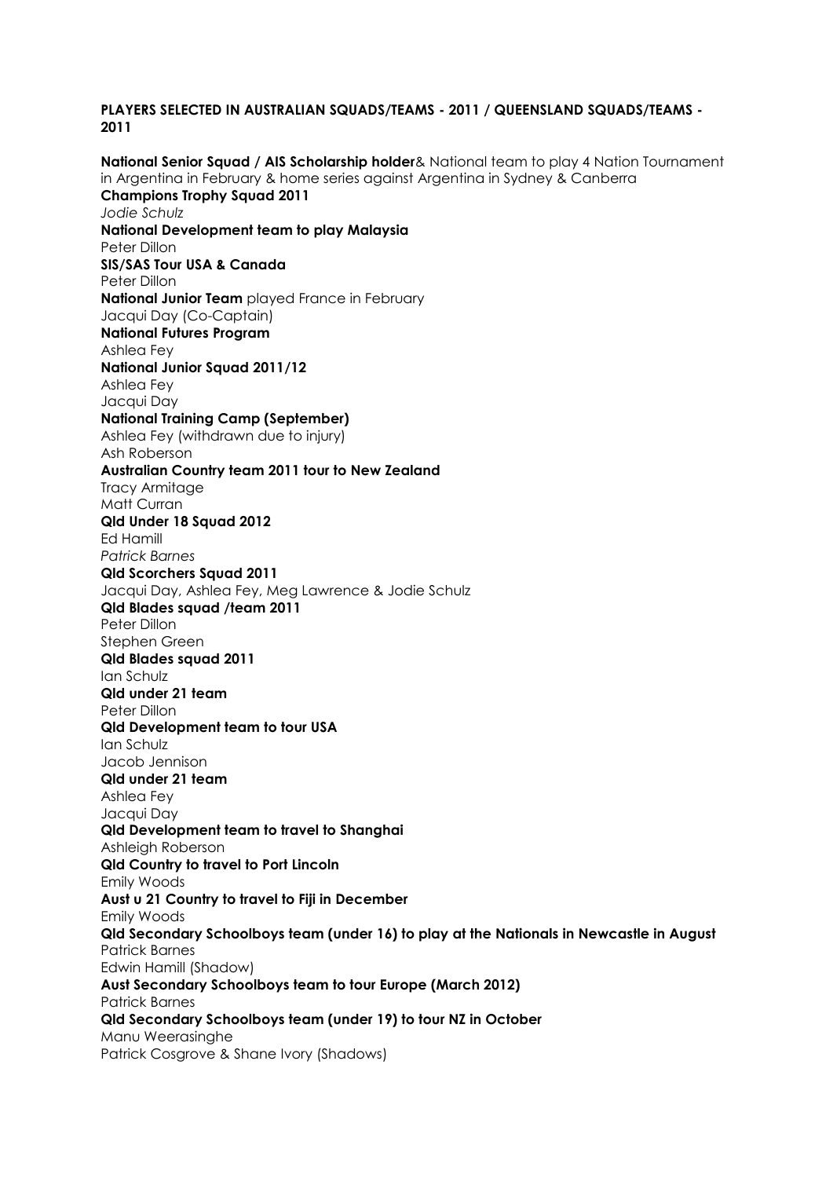**PLAYERS SELECTED IN AUSTRALIAN SQUADS/TEAMS - 2011 / QUEENSLAND SQUADS/TEAMS - 2011**

**National Senior Squad / AIS Scholarship holder**& National team to play 4 Nation Tournament in Argentina in February & home series against Argentina in Sydney & Canberra
**Champions Trophy Squad 2011**
*Jodie Schulz*
**National Development team to play Malaysia**
Peter Dillon
**SIS/SAS Tour USA & Canada**
Peter Dillon
**National Junior Team** played France in February
Jacqui Day (Co-Captain)
**National Futures Program**
Ashlea Fey
**National Junior Squad 2011/12**
Ashlea Fey
Jacqui Day
**National Training Camp (September)**
Ashlea Fey (withdrawn due to injury)
Ash Roberson
**Australian Country team 2011 tour to New Zealand**
Tracy Armitage
Matt Curran
**Qld Under 18 Squad 2012**
Ed Hamill
*Patrick Barnes*
**Qld Scorchers Squad 2011**
Jacqui Day, Ashlea Fey, Meg Lawrence & Jodie Schulz
**Qld Blades squad /team 2011**
Peter Dillon
Stephen Green
**Qld Blades squad 2011**
Ian Schulz
**Qld under 21 team**
Peter Dillon
**Qld Development team to tour USA**
Ian Schulz
Jacob Jennison
**Qld under 21 team**
Ashlea Fey
Jacqui Day
**Qld Development team to travel to Shanghai**
Ashleigh Roberson
**Qld Country to travel to Port Lincoln**
Emily Woods
**Aust u 21 Country to travel to Fiji in December**
Emily Woods
**Qld Secondary Schoolboys team (under 16) to play at the Nationals in Newcastle in August**
Patrick Barnes
Edwin Hamill (Shadow)
**Aust Secondary Schoolboys team to tour Europe (March 2012)**
Patrick Barnes
**Qld Secondary Schoolboys team (under 19) to tour NZ in October**
Manu Weerasinghe
Patrick Cosgrove & Shane Ivory (Shadows)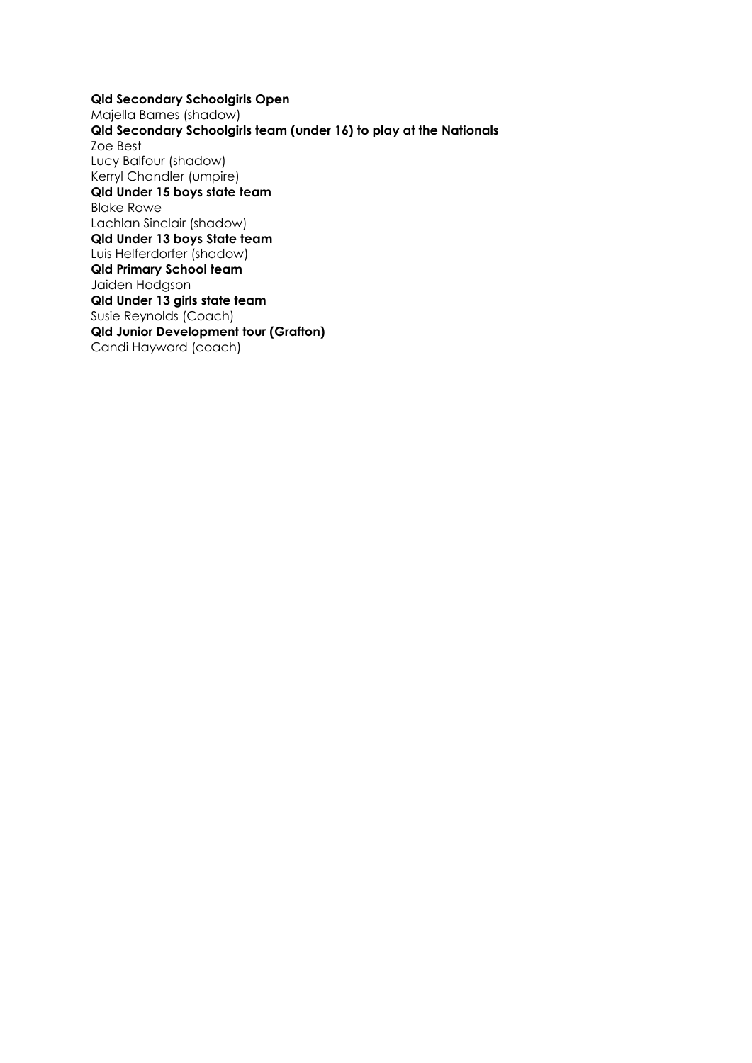**Qld Secondary Schoolgirls Open**
Majella Barnes (shadow)
**Qld Secondary Schoolgirls team (under 16) to play at the Nationals**
Zoe Best
Lucy Balfour (shadow)
Kerryl Chandler (umpire)
**Qld Under 15 boys state team**
Blake Rowe
Lachlan Sinclair (shadow)
**Qld Under 13 boys State team**
Luis Helferdorfer (shadow)
**Qld Primary School team**
Jaiden Hodgson
**Qld Under 13 girls state team**
Susie Reynolds (Coach)
**Qld Junior Development tour (Grafton)**
Candi Hayward (coach)